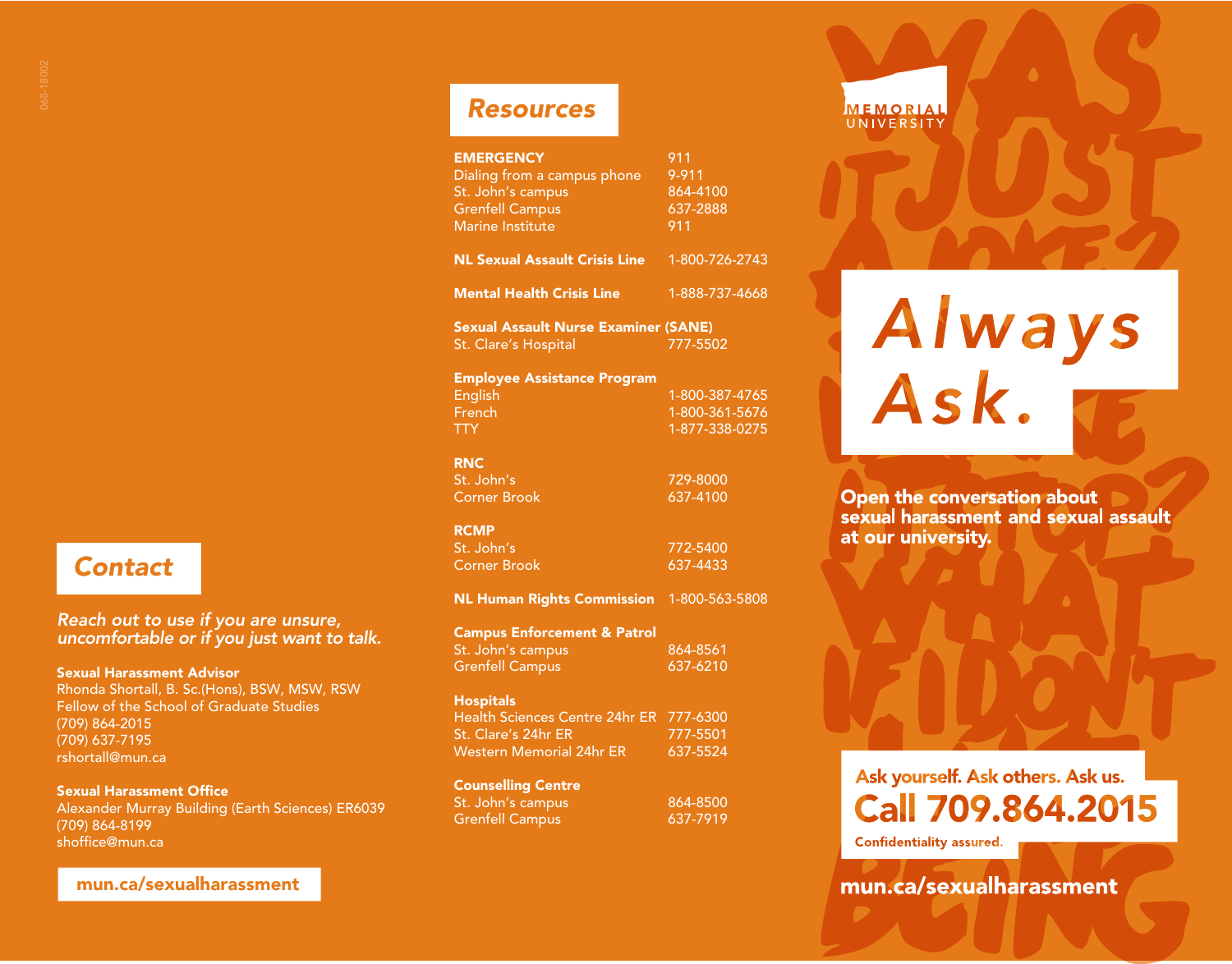## Contact

*Reach out to use if you are unsure, uncomfortable or if you just want to talk.*

**Sexual Harassment Advisor**
Rhonda Shortall, B. Sc.(Hons), BSW, MSW, RSW
Fellow of the School of Graduate Studies
(709) 864-2015
(709) 637-7195
rshortall@mun.ca

**Sexual Harassment Office**
Alexander Murray Building (Earth Sciences) ER6039
(709) 864-8199
shoffice@mun.ca

**mun.ca/sexualharassment**

## Resources

| | |
|---|---|
| **EMERGENCY** | 911 |
| Dialing from a campus phone | 9-911 |
| St. John's campus | 864-4100 |
| Grenfell Campus | 637-2888 |
| Marine Institute | 911 |
| **NL Sexual Assault Crisis Line** | 1-800-726-2743 |
| **Mental Health Crisis Line** | 1-888-737-4668 |
| **Sexual Assault Nurse Examiner (SANE)** | |
| St. Clare's Hospital | 777-5502 |
| **Employee Assistance Program** | |
| English | 1-800-387-4765 |
| French | 1-800-361-5676 |
| TTY | 1-877-338-0275 |
| **RNC** | |
| St. John's | 729-8000 |
| Corner Brook | 637-4100 |
| **RCMP** | |
| St. John's | 772-5400 |
| Corner Brook | 637-4433 |
| **NL Human Rights Commission** | 1-800-563-5808 |
| **Campus Enforcement & Patrol** | |
| St. John's campus | 864-8561 |
| Grenfell Campus | 637-6210 |
| **Hospitals** | |
| Health Sciences Centre 24hr ER | 777-6300 |
| St. Clare's 24hr ER | 777-5501 |
| Western Memorial 24hr ER | 637-5524 |
| **Counselling Centre** | |
| St. John's campus | 864-8500 |
| Grenfell Campus | 637-7919 |

MEMORIAL UNIVERSITY

# *Always Ask.*

**Open the conversation about sexual harassment and sexual assault at our university.**

Ask yourself. Ask others. Ask us.

**Call 709.864.2015**

Confidentiality assured.

**mun.ca/sexualharassment**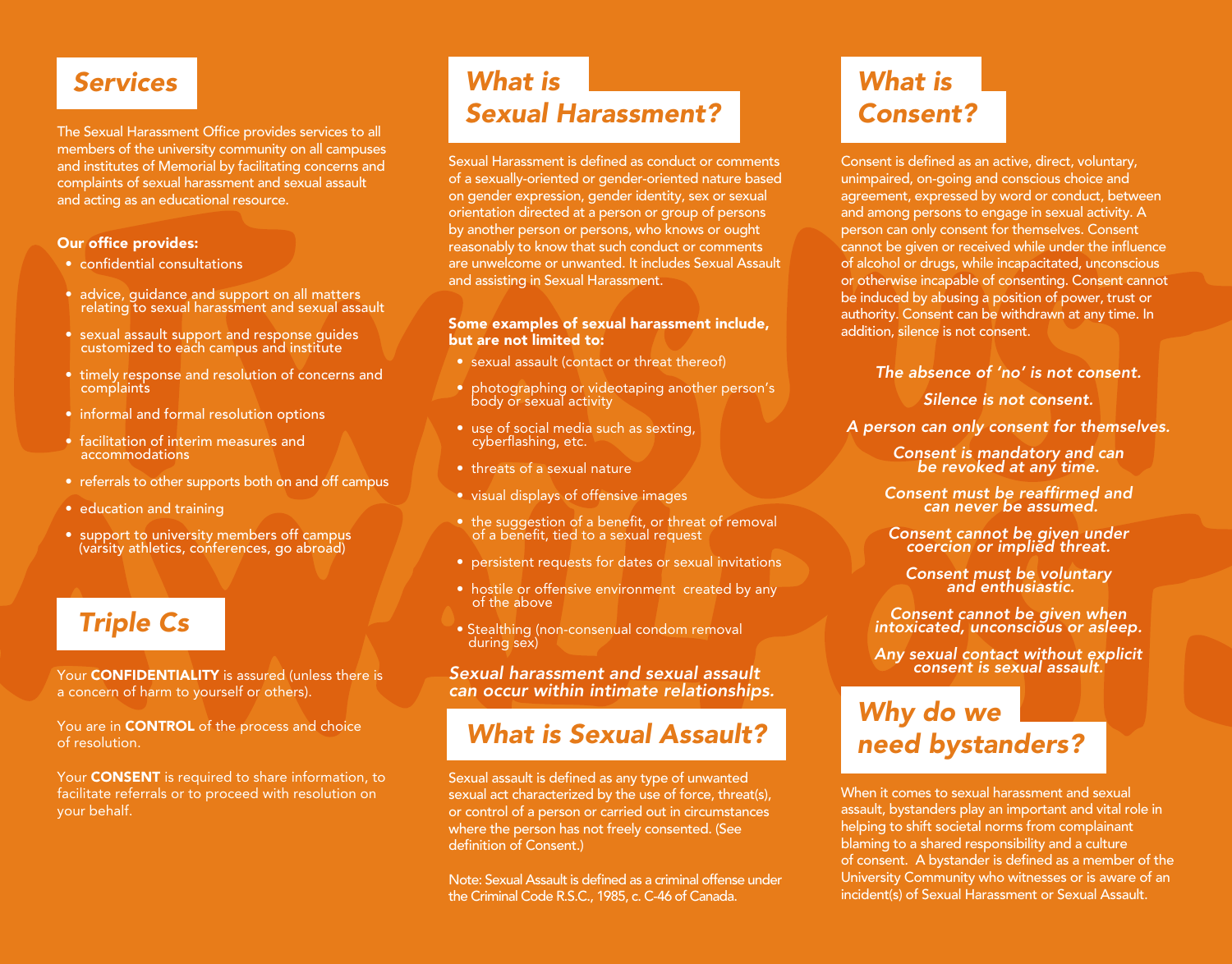## Services

The Sexual Harassment Office provides services to all members of the university community on all campuses and institutes of Memorial by facilitating concerns and complaints of sexual harassment and sexual assault and acting as an educational resource.

**Our office provides:**

- confidential consultations
- advice, guidance and support on all matters relating to sexual harassment and sexual assault
- sexual assault support and response guides customized to each campus and institute
- timely response and resolution of concerns and complaints
- informal and formal resolution options
- facilitation of interim measures and accommodations
- referrals to other supports both on and off campus
- education and training
- support to university members off campus (varsity athletics, conferences, go abroad)

## Triple Cs

Your **CONFIDENTIALITY** is assured (unless there is a concern of harm to yourself or others).

You are in **CONTROL** of the process and choice of resolution.

Your **CONSENT** is required to share information, to facilitate referrals or to proceed with resolution on your behalf.

## What is Sexual Harassment?

Sexual Harassment is defined as conduct or comments of a sexually-oriented or gender-oriented nature based on gender expression, gender identity, sex or sexual orientation directed at a person or group of persons by another person or persons, who knows or ought reasonably to know that such conduct or comments are unwelcome or unwanted. It includes Sexual Assault and assisting in Sexual Harassment.

**Some examples of sexual harassment include, but are not limited to:**

- sexual assault (contact or threat thereof)
- photographing or videotaping another person's body or sexual activity
- use of social media such as sexting, cyberflashing, etc.
- threats of a sexual nature
- visual displays of offensive images
- the suggestion of a benefit, or threat of removal of a benefit, tied to a sexual request
- persistent requests for dates or sexual invitations
- hostile or offensive environment created by any of the above
- Stealthing (non-consenual condom removal during sex)

***Sexual harassment and sexual assault can occur within intimate relationships.***

## What is Sexual Assault?

Sexual assault is defined as any type of unwanted sexual act characterized by the use of force, threat(s), or control of a person or carried out in circumstances where the person has not freely consented. (See definition of Consent.)

Note: Sexual Assault is defined as a criminal offense under the Criminal Code R.S.C., 1985, c. C-46 of Canada.

## What is Consent?

Consent is defined as an active, direct, voluntary, unimpaired, on-going and conscious choice and agreement, expressed by word or conduct, between and among persons to engage in sexual activity. A person can only consent for themselves. Consent cannot be given or received while under the influence of alcohol or drugs, while incapacitated, unconscious or otherwise incapable of consenting. Consent cannot be induced by abusing a position of power, trust or authority. Consent can be withdrawn at any time. In addition, silence is not consent.

*The absence of 'no' is not consent.*

*Silence is not consent.*

*A person can only consent for themselves.*

*Consent is mandatory and can be revoked at any time.*

*Consent must be reaffirmed and can never be assumed.*

*Consent cannot be given under coercion or implied threat.*

*Consent must be voluntary and enthusiastic.*

*Consent cannot be given when intoxicated, unconscious or asleep.*

*Any sexual contact without explicit consent is sexual assault.*

## Why do we need bystanders?

When it comes to sexual harassment and sexual assault, bystanders play an important and vital role in helping to shift societal norms from complainant blaming to a shared responsibility and a culture of consent. A bystander is defined as a member of the University Community who witnesses or is aware of an incident(s) of Sexual Harassment or Sexual Assault.